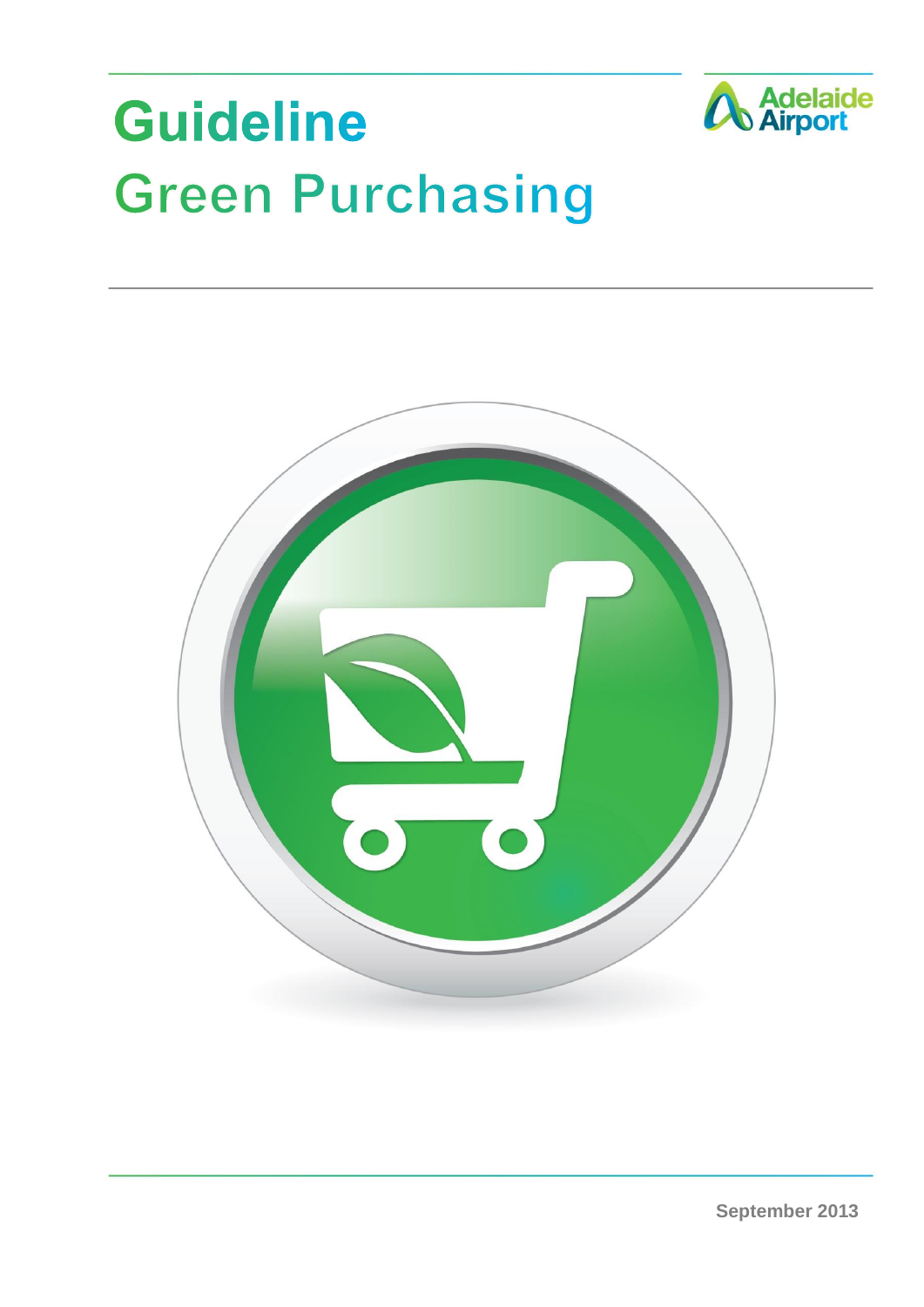# Guideline

## Green Purchasing

September 2013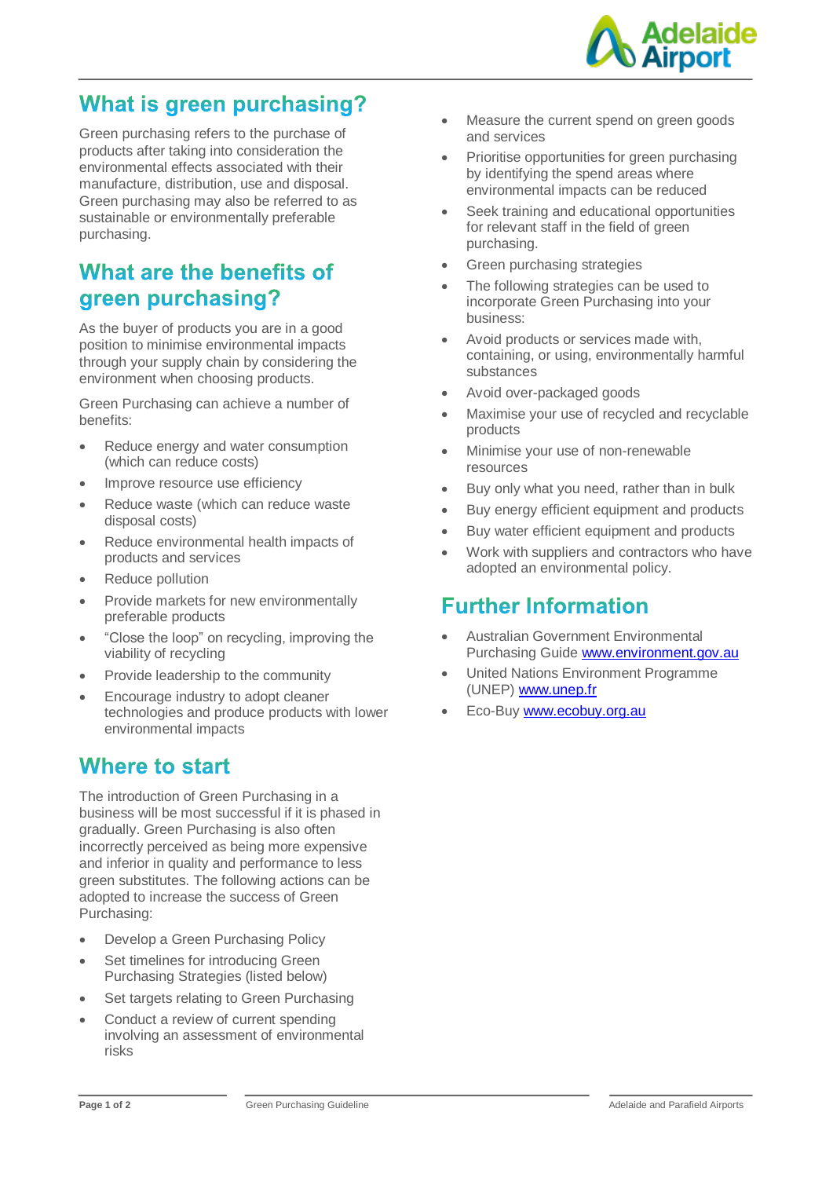# What is green purchasing?

Green purchasing refers to the purchase of products after taking into consideration the environmental effects associated with their manufacture, distribution, use and disposal. Green purchasing may also be referred to as sustainable or environmentally preferable purchasing.

# What are the benefits of green purchasing?

As the buyer of products you are in a good position to minimise environmental impacts through your supply chain by considering the environment when choosing products.

Green Purchasing can achieve a number of benefits:

- Reduce energy and water consumption (which can reduce costs)
- Improve resource use efficiency
- Reduce waste (which can reduce waste disposal costs)
- Reduce environmental health impacts of products and services
- Reduce pollution
- Provide markets for new environmentally preferable products
- "Close the loop" on recycling, improving the viability of recycling
- Provide leadership to the community
- Encourage industry to adopt cleaner technologies and produce products with lower environmental impacts

# Where to start

The introduction of Green Purchasing in a business will be most successful if it is phased in gradually. Green Purchasing is also often incorrectly perceived as being more expensive and inferior in quality and performance to less green substitutes. The following actions can be adopted to increase the success of Green Purchasing:

- Develop a Green Purchasing Policy
- Set timelines for introducing Green Purchasing Strategies (listed below)
- Set targets relating to Green Purchasing
- Conduct a review of current spending involving an assessment of environmental risks
- Measure the current spend on green goods and services
- Prioritise opportunities for green purchasing by identifying the spend areas where environmental impacts can be reduced
- Seek training and educational opportunities for relevant staff in the field of green purchasing.
- Green purchasing strategies
- The following strategies can be used to incorporate Green Purchasing into your business:
- Avoid products or services made with, containing, or using, environmentally harmful substances
- Avoid over-packaged goods
- Maximise your use of recycled and recyclable products
- Minimise your use of non-renewable resources
- Buy only what you need, rather than in bulk
- Buy energy efficient equipment and products
- Buy water efficient equipment and products
- Work with suppliers and contractors who have adopted an environmental policy.

# Further Information

- Australian Government Environmental Purchasing Guide www.environment.gov.au
- United Nations Environment Programme (UNEP) www.unep.fr
- Eco-Buy www.ecobuy.org.au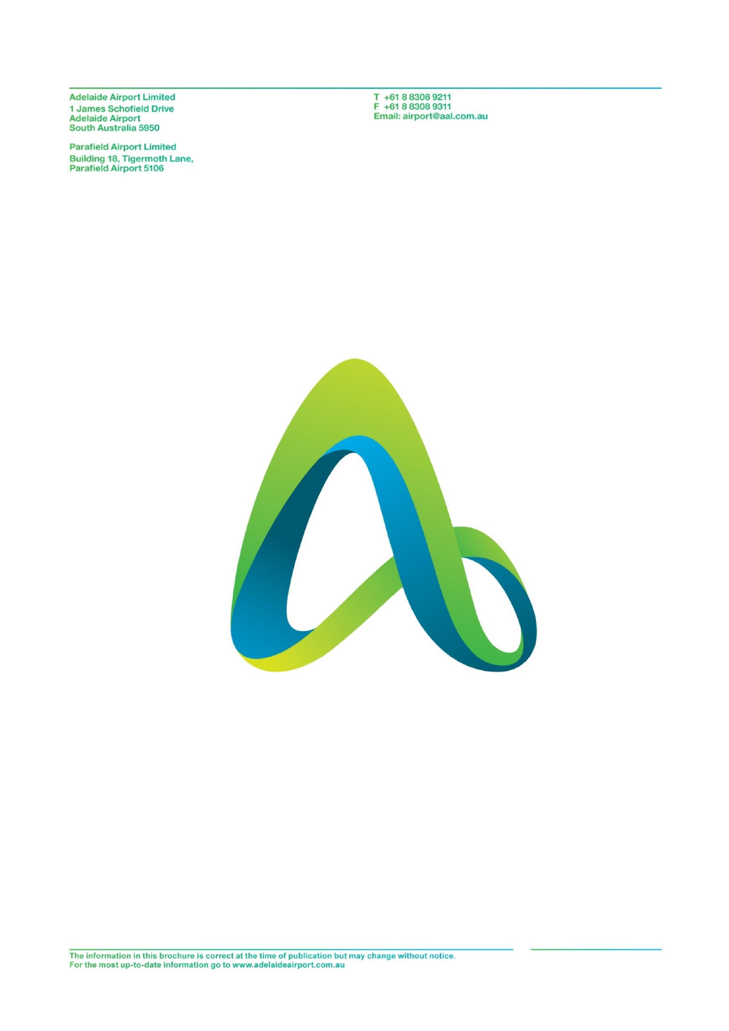**Adelaide Airport Limited**
**1 James Schofield Drive**
**Adelaide Airport**
**South Australia 5950**

**Parafield Airport Limited**
**Building 18, Tigermoth Lane,**
**Parafield Airport 5106**

**T +61 8 8308 9211**
**F +61 8 8308 9311**
**Email: airport@aal.com.au**

The information in this brochure is correct at the time of publication but may change without notice.
For the most up-to-date information go to www.adelaideairport.com.au